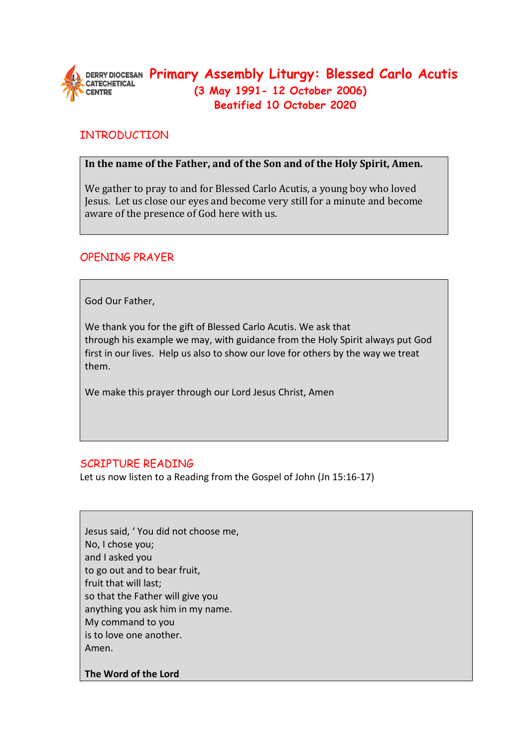DERRY DIOCESAN CATECHETICAL CENTRE

# Primary Assembly Liturgy: Blessed Carlo Acutis

**(3 May 1991- 12 October 2006)**

**Beatified 10 October 2020**

## INTRODUCTION

**In the name of the Father, and of the Son and of the Holy Spirit, Amen.**

We gather to pray to and for Blessed Carlo Acutis, a young boy who loved Jesus. Let us close our eyes and become very still for a minute and become aware of the presence of God here with us.

## OPENING PRAYER

God Our Father,

We thank you for the gift of Blessed Carlo Acutis. We ask that through his example we may, with guidance from the Holy Spirit always put God first in our lives. Help us also to show our love for others by the way we treat them.

We make this prayer through our Lord Jesus Christ, Amen

## SCRIPTURE READING

Let us now listen to a Reading from the Gospel of John (Jn 15:16-17)

Jesus said, ' You did not choose me,
No, I chose you;
and I asked you
to go out and to bear fruit,
fruit that will last;
so that the Father will give you
anything you ask him in my name.
My command to you
is to love one another.
Amen.

**The Word of the Lord**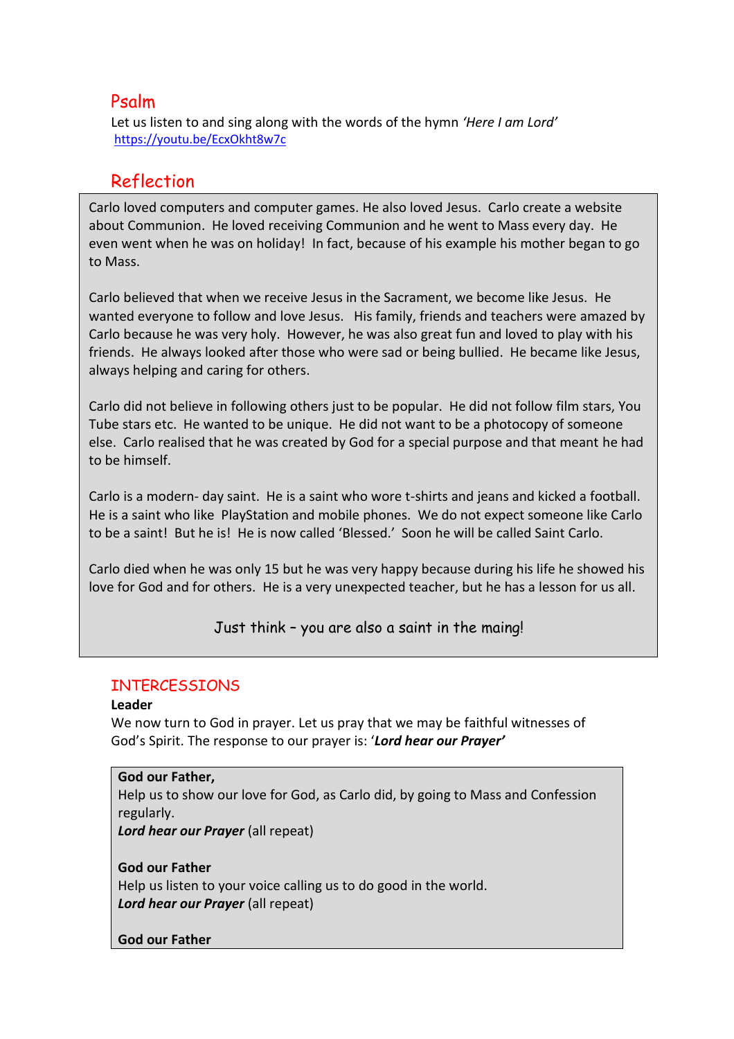## Psalm

Let us listen to and sing along with the words of the hymn *'Here I am Lord'*
https://youtu.be/EcxOkht8w7c

## Reflection

Carlo loved computers and computer games. He also loved Jesus. Carlo create a website about Communion. He loved receiving Communion and he went to Mass every day. He even went when he was on holiday! In fact, because of his example his mother began to go to Mass.

Carlo believed that when we receive Jesus in the Sacrament, we become like Jesus. He wanted everyone to follow and love Jesus. His family, friends and teachers were amazed by Carlo because he was very holy. However, he was also great fun and loved to play with his friends. He always looked after those who were sad or being bullied. He became like Jesus, always helping and caring for others.

Carlo did not believe in following others just to be popular. He did not follow film stars, You Tube stars etc. He wanted to be unique. He did not want to be a photocopy of someone else. Carlo realised that he was created by God for a special purpose and that meant he had to be himself.

Carlo is a modern- day saint. He is a saint who wore t-shirts and jeans and kicked a football. He is a saint who like PlayStation and mobile phones. We do not expect someone like Carlo to be a saint! But he is! He is now called 'Blessed.' Soon he will be called Saint Carlo.

Carlo died when he was only 15 but he was very happy because during his life he showed his love for God and for others. He is a very unexpected teacher, but he has a lesson for us all.

Just think – you are also a saint in the maing!

## INTERCESSIONS

**Leader**

We now turn to God in prayer. Let us pray that we may be faithful witnesses of God's Spirit. The response to our prayer is: '***Lord hear our Prayer'***

**God our Father,**

Help us to show our love for God, as Carlo did, by going to Mass and Confession regularly.

***Lord hear our Prayer*** (all repeat)

**God our Father**

Help us listen to your voice calling us to do good in the world.

***Lord hear our Prayer*** (all repeat)

**God our Father**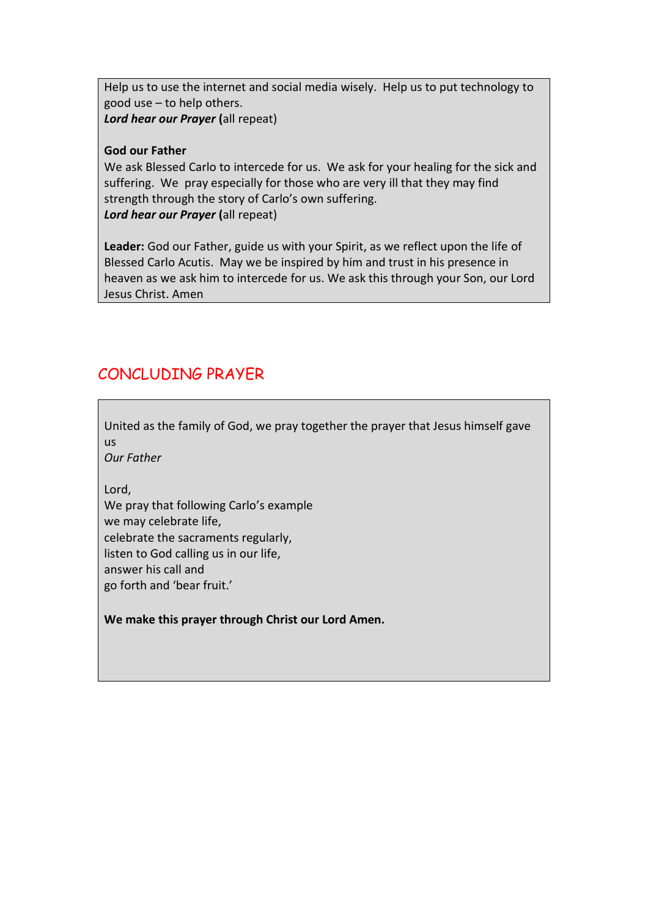Help us to use the internet and social media wisely. Help us to put technology to good use – to help others.
***Lord hear our Prayer*** **(**all repeat)

**God our Father**
We ask Blessed Carlo to intercede for us. We ask for your healing for the sick and suffering. We pray especially for those who are very ill that they may find strength through the story of Carlo's own suffering.
***Lord hear our Prayer*** **(**all repeat)

**Leader:** God our Father, guide us with your Spirit, as we reflect upon the life of Blessed Carlo Acutis. May we be inspired by him and trust in his presence in heaven as we ask him to intercede for us. We ask this through your Son, our Lord Jesus Christ. Amen

## CONCLUDING PRAYER

United as the family of God, we pray together the prayer that Jesus himself gave us
*Our Father*

Lord,
We pray that following Carlo's example
we may celebrate life,
celebrate the sacraments regularly,
listen to God calling us in our life,
answer his call and
go forth and 'bear fruit.'

**We make this prayer through Christ our Lord Amen.**